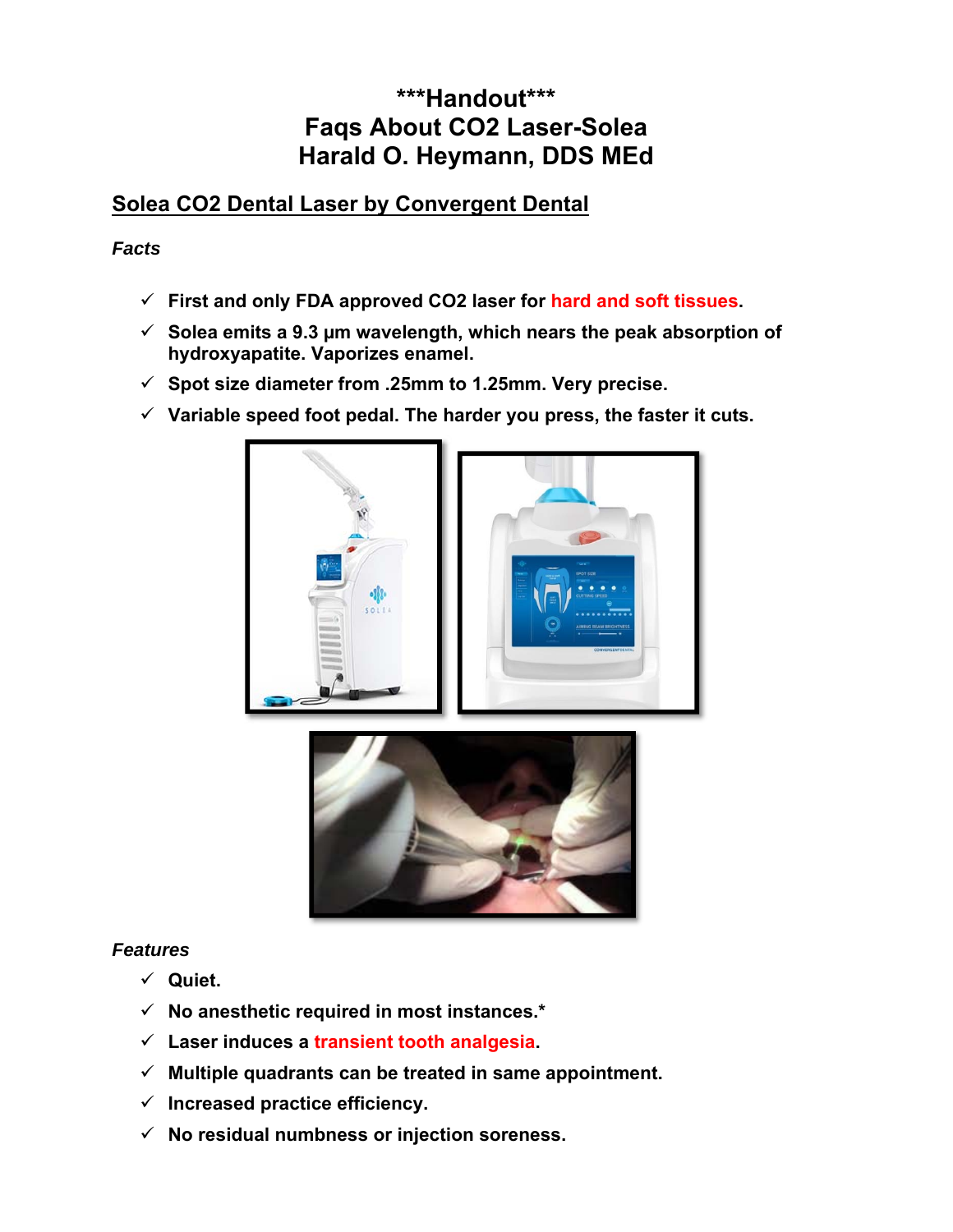# \*\*\*Handout\*\*\*
# Faqs About CO2 Laser-Solea
# Harald O. Heymann, DDS MEd

## Solea CO2 Dental Laser by Convergent Dental

### *Facts*

- ✓ **First and only FDA approved CO2 laser for hard and soft tissues.**
- ✓ **Solea emits a 9.3 µm wavelength, which nears the peak absorption of hydroxyapatite. Vaporizes enamel.**
- ✓ **Spot size diameter from .25mm to 1.25mm. Very precise.**
- ✓ **Variable speed foot pedal. The harder you press, the faster it cuts.**

### *Features*

- ✓ **Quiet.**
- ✓ **No anesthetic required in most instances.\***
- ✓ **Laser induces a transient tooth analgesia.**
- ✓ **Multiple quadrants can be treated in same appointment.**
- ✓ **Increased practice efficiency.**
- ✓ **No residual numbness or injection soreness.**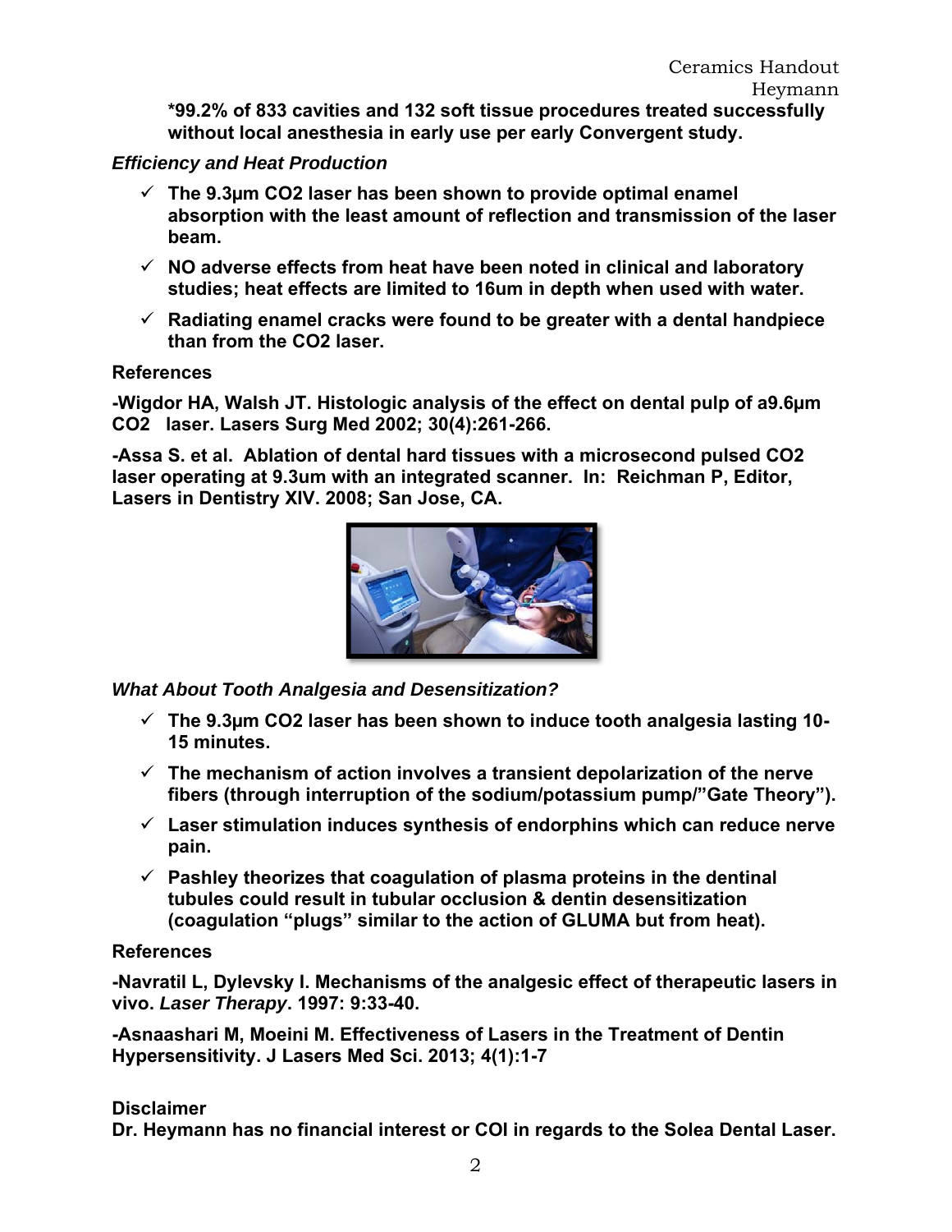**\*99.2% of 833 cavities and 132 soft tissue procedures treated successfully without local anesthesia in early use per early Convergent study.**

***Efficiency and Heat Production***

- ✓ **The 9.3µm $CO_2$ laser has been shown to provide optimal enamel absorption with the least amount of reflection and transmission of the laser beam.**
- ✓ **NO adverse effects from heat have been noted in clinical and laboratory studies; heat effects are limited to 16um in depth when used with water.**
- ✓ **Radiating enamel cracks were found to be greater with a dental handpiece than from the $CO_2$ laser.**

**References**

**-Wigdor HA, Walsh JT. Histologic analysis of the effect on dental pulp of a9.6µm $CO_2$ laser. Lasers Surg Med 2002; 30(4):261-266.**

**-Assa S. et al. Ablation of dental hard tissues with a microsecond pulsed $CO_2$ laser operating at 9.3um with an integrated scanner. In: Reichman P, Editor, Lasers in Dentistry XIV. 2008; San Jose, CA.**

***What About Tooth Analgesia and Desensitization?***

- ✓ **The 9.3µm $CO_2$ laser has been shown to induce tooth analgesia lasting 10-15 minutes.**
- ✓ **The mechanism of action involves a transient depolarization of the nerve fibers (through interruption of the sodium/potassium pump/"Gate Theory").**
- ✓ **Laser stimulation induces synthesis of endorphins which can reduce nerve pain.**
- ✓ **Pashley theorizes that coagulation of plasma proteins in the dentinal tubules could result in tubular occlusion & dentin desensitization (coagulation "plugs" similar to the action of GLUMA but from heat).**

**References**

**-Navratil L, Dylevsky I. Mechanisms of the analgesic effect of therapeutic lasers in vivo. *Laser Therapy*. 1997: 9:33-40.**

**-Asnaashari M, Moeini M. Effectiveness of Lasers in the Treatment of Dentin Hypersensitivity. J Lasers Med Sci. 2013; 4(1):1-7**

**Disclaimer**
**Dr. Heymann has no financial interest or COI in regards to the Solea Dental Laser.**